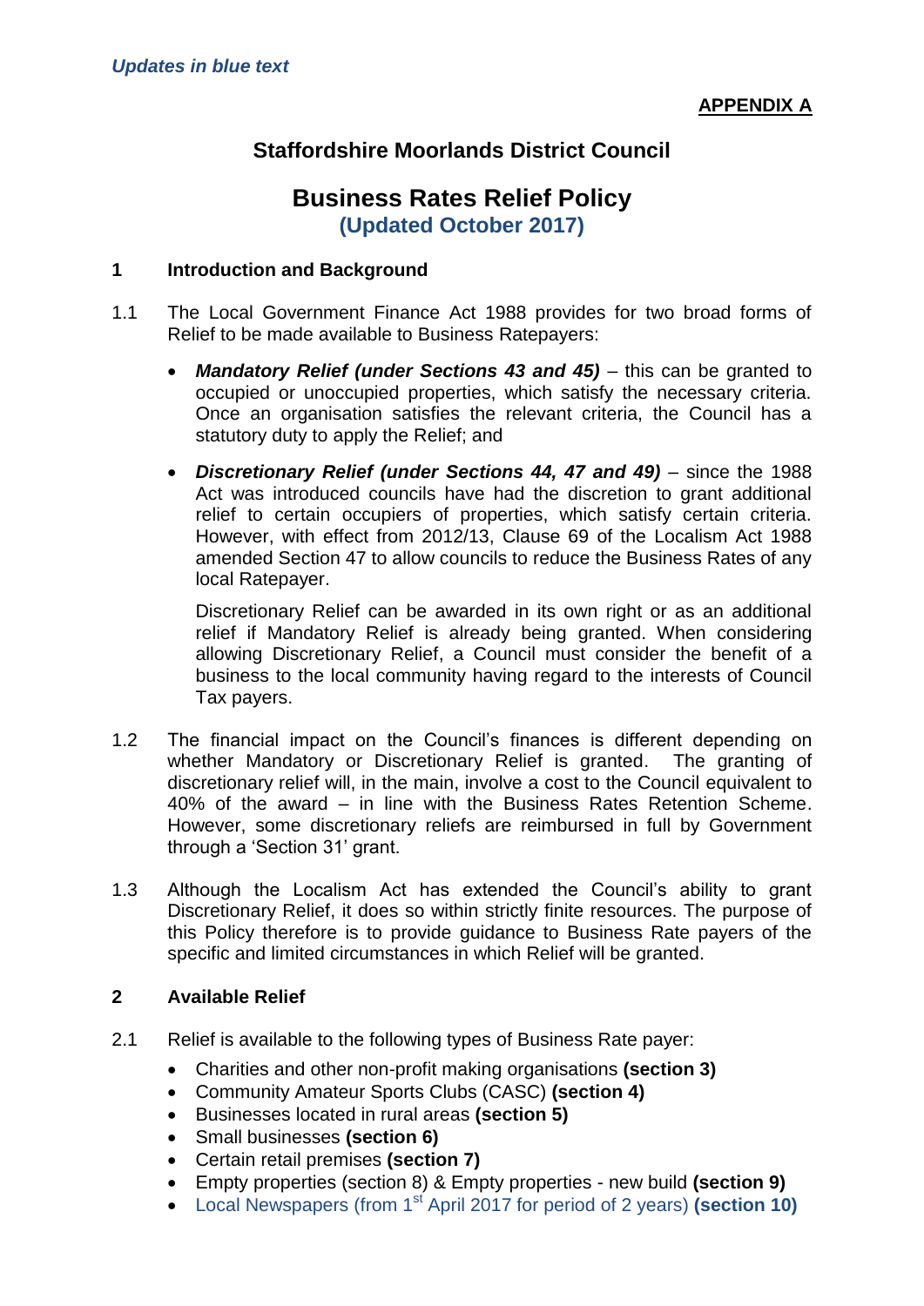*Updates in blue text*

**APPENDIX A**

## Staffordshire Moorlands District Council

# Business Rates Relief Policy

**(Updated October 2017)**

### 1 Introduction and Background

1.1 The Local Government Finance Act 1988 provides for two broad forms of Relief to be made available to Business Ratepayers:

- ***Mandatory Relief (under Sections 43 and 45)*** – this can be granted to occupied or unoccupied properties, which satisfy the necessary criteria. Once an organisation satisfies the relevant criteria, the Council has a statutory duty to apply the Relief; and
- ***Discretionary Relief (under Sections 44, 47 and 49)*** – since the 1988 Act was introduced councils have had the discretion to grant additional relief to certain occupiers of properties, which satisfy certain criteria. However, with effect from 2012/13, Clause 69 of the Localism Act 1988 amended Section 47 to allow councils to reduce the Business Rates of any local Ratepayer.

  Discretionary Relief can be awarded in its own right or as an additional relief if Mandatory Relief is already being granted. When considering allowing Discretionary Relief, a Council must consider the benefit of a business to the local community having regard to the interests of Council Tax payers.

1.2 The financial impact on the Council's finances is different depending on whether Mandatory or Discretionary Relief is granted. The granting of discretionary relief will, in the main, involve a cost to the Council equivalent to 40% of the award – in line with the Business Rates Retention Scheme. However, some discretionary reliefs are reimbursed in full by Government through a 'Section 31' grant.

1.3 Although the Localism Act has extended the Council's ability to grant Discretionary Relief, it does so within strictly finite resources. The purpose of this Policy therefore is to provide guidance to Business Rate payers of the specific and limited circumstances in which Relief will be granted.

### 2 Available Relief

2.1 Relief is available to the following types of Business Rate payer:

- Charities and other non-profit making organisations **(section 3)**
- Community Amateur Sports Clubs (CASC) **(section 4)**
- Businesses located in rural areas **(section 5)**
- Small businesses **(section 6)**
- Certain retail premises **(section 7)**
- Empty properties (section 8) & Empty properties - new build **(section 9)**
- Local Newspapers (from 1st April 2017 for period of 2 years) **(section 10)**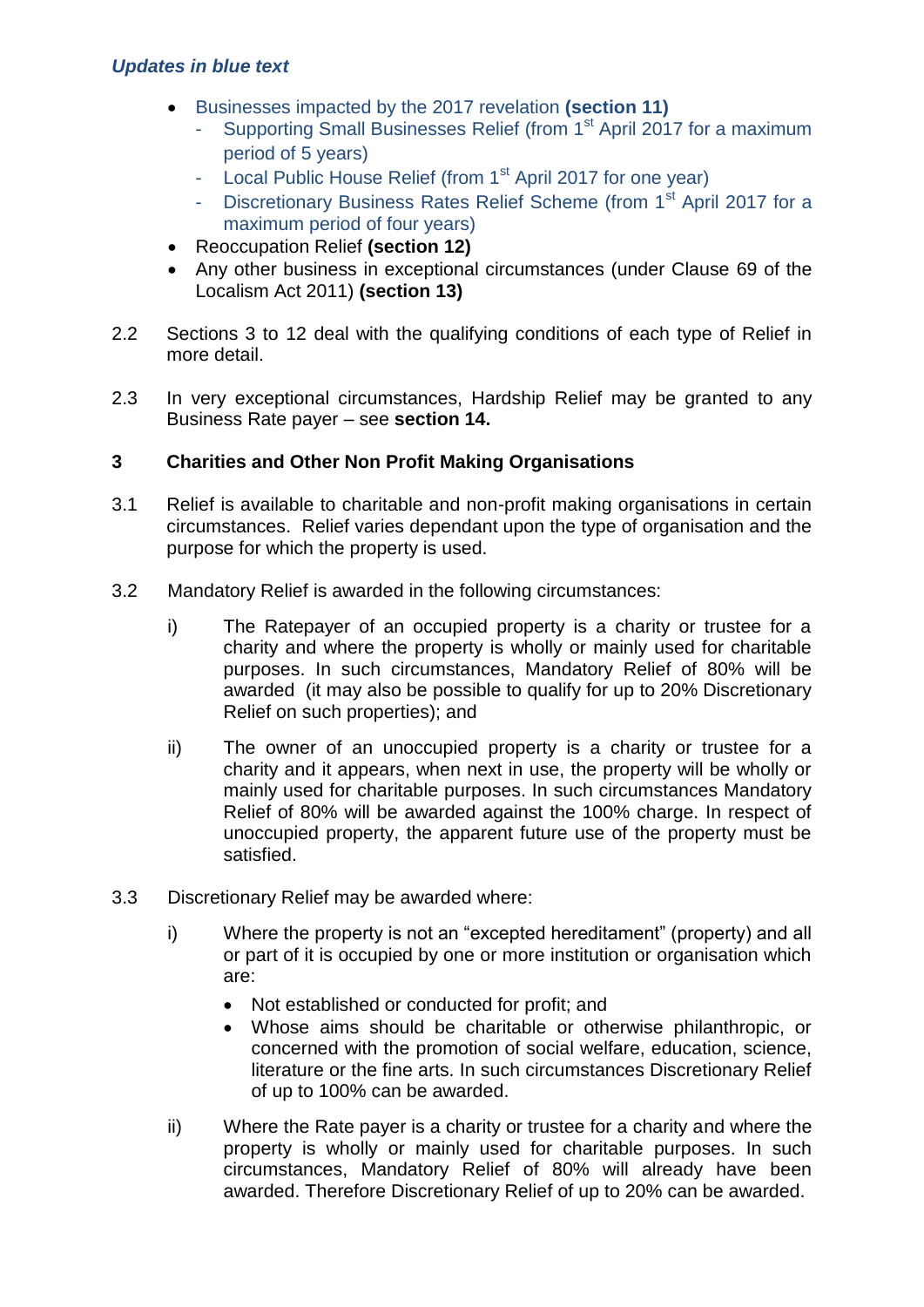*Updates in blue text*

- Businesses impacted by the 2017 revelation **(section 11)**
  - Supporting Small Businesses Relief (from 1st April 2017 for a maximum period of 5 years)
  - Local Public House Relief (from 1st April 2017 for one year)
  - Discretionary Business Rates Relief Scheme (from 1st April 2017 for a maximum period of four years)
- Reoccupation Relief **(section 12)**
- Any other business in exceptional circumstances (under Clause 69 of the Localism Act 2011) **(section 13)**

2.2 Sections 3 to 12 deal with the qualifying conditions of each type of Relief in more detail.

2.3 In very exceptional circumstances, Hardship Relief may be granted to any Business Rate payer – see **section 14.**

## 3 Charities and Other Non Profit Making Organisations

3.1 Relief is available to charitable and non-profit making organisations in certain circumstances. Relief varies dependant upon the type of organisation and the purpose for which the property is used.

3.2 Mandatory Relief is awarded in the following circumstances:

i) The Ratepayer of an occupied property is a charity or trustee for a charity and where the property is wholly or mainly used for charitable purposes. In such circumstances, Mandatory Relief of 80% will be awarded (it may also be possible to qualify for up to 20% Discretionary Relief on such properties); and

ii) The owner of an unoccupied property is a charity or trustee for a charity and it appears, when next in use, the property will be wholly or mainly used for charitable purposes. In such circumstances Mandatory Relief of 80% will be awarded against the 100% charge. In respect of unoccupied property, the apparent future use of the property must be satisfied.

3.3 Discretionary Relief may be awarded where:

i) Where the property is not an "excepted hereditament" (property) and all or part of it is occupied by one or more institution or organisation which are:

- Not established or conducted for profit; and
- Whose aims should be charitable or otherwise philanthropic, or concerned with the promotion of social welfare, education, science, literature or the fine arts. In such circumstances Discretionary Relief of up to 100% can be awarded.

ii) Where the Rate payer is a charity or trustee for a charity and where the property is wholly or mainly used for charitable purposes. In such circumstances, Mandatory Relief of 80% will already have been awarded. Therefore Discretionary Relief of up to 20% can be awarded.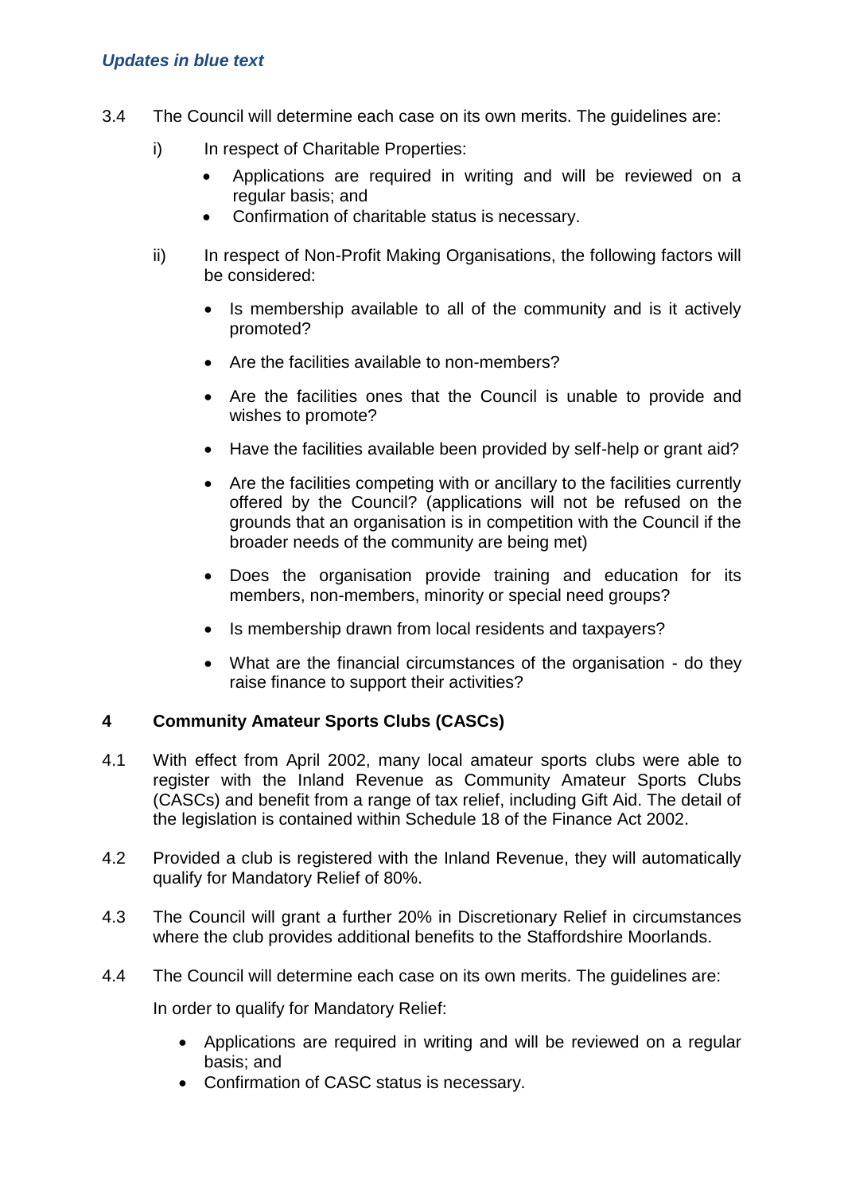*Updates in blue text*

3.4 The Council will determine each case on its own merits. The guidelines are:

i) In respect of Charitable Properties:

- Applications are required in writing and will be reviewed on a regular basis; and
- Confirmation of charitable status is necessary.

ii) In respect of Non-Profit Making Organisations, the following factors will be considered:

- Is membership available to all of the community and is it actively promoted?
- Are the facilities available to non-members?
- Are the facilities ones that the Council is unable to provide and wishes to promote?
- Have the facilities available been provided by self-help or grant aid?
- Are the facilities competing with or ancillary to the facilities currently offered by the Council? (applications will not be refused on the grounds that an organisation is in competition with the Council if the broader needs of the community are being met)
- Does the organisation provide training and education for its members, non-members, minority or special need groups?
- Is membership drawn from local residents and taxpayers?
- What are the financial circumstances of the organisation - do they raise finance to support their activities?

## 4 Community Amateur Sports Clubs (CASCs)

4.1 With effect from April 2002, many local amateur sports clubs were able to register with the Inland Revenue as Community Amateur Sports Clubs (CASCs) and benefit from a range of tax relief, including Gift Aid. The detail of the legislation is contained within Schedule 18 of the Finance Act 2002.

4.2 Provided a club is registered with the Inland Revenue, they will automatically qualify for Mandatory Relief of 80%.

4.3 The Council will grant a further 20% in Discretionary Relief in circumstances where the club provides additional benefits to the Staffordshire Moorlands.

4.4 The Council will determine each case on its own merits. The guidelines are:

In order to qualify for Mandatory Relief:

- Applications are required in writing and will be reviewed on a regular basis; and
- Confirmation of CASC status is necessary.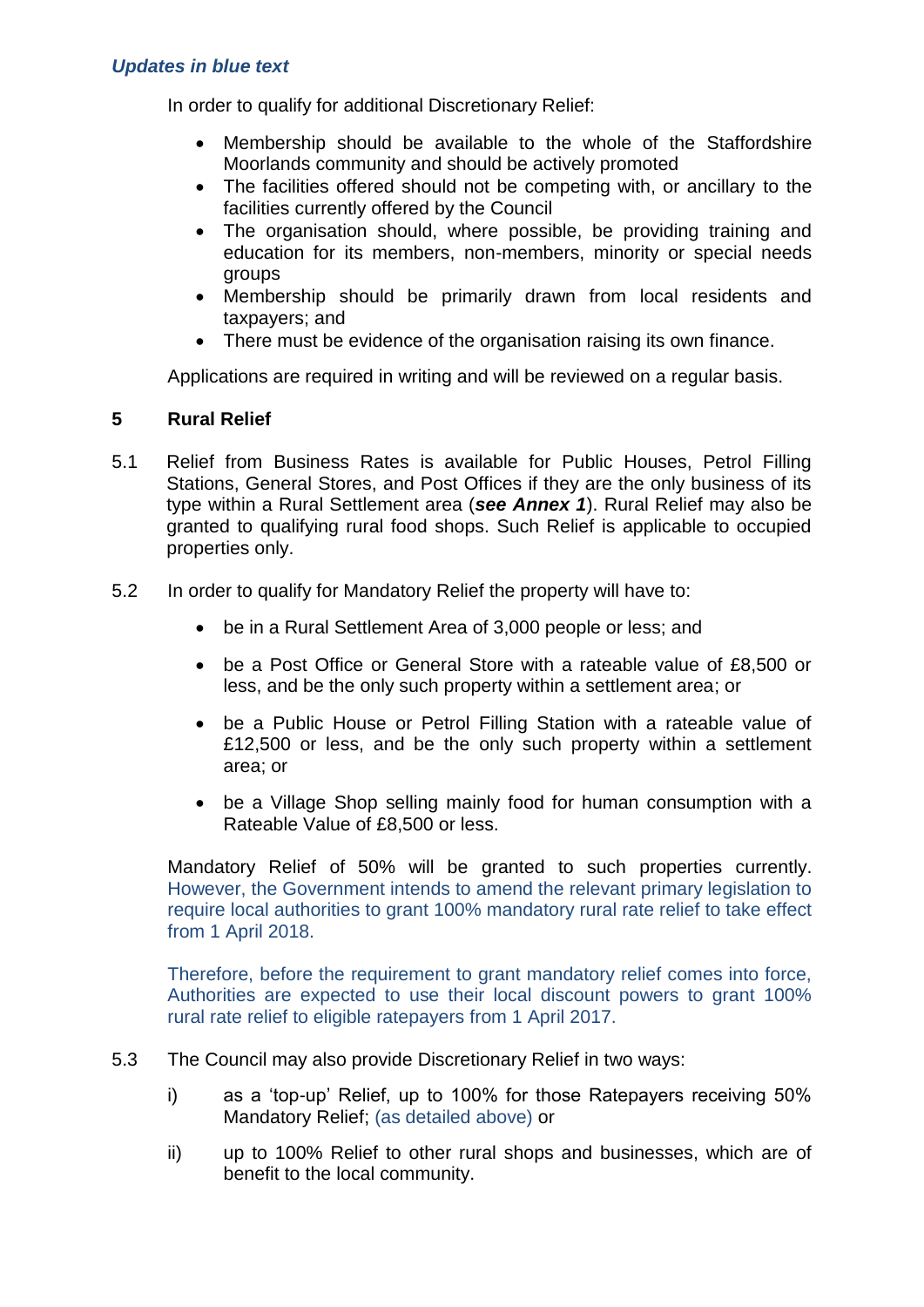*Updates in blue text*

In order to qualify for additional Discretionary Relief:

- Membership should be available to the whole of the Staffordshire Moorlands community and should be actively promoted
- The facilities offered should not be competing with, or ancillary to the facilities currently offered by the Council
- The organisation should, where possible, be providing training and education for its members, non-members, minority or special needs groups
- Membership should be primarily drawn from local residents and taxpayers; and
- There must be evidence of the organisation raising its own finance.

Applications are required in writing and will be reviewed on a regular basis.

## 5 Rural Relief

5.1 Relief from Business Rates is available for Public Houses, Petrol Filling Stations, General Stores, and Post Offices if they are the only business of its type within a Rural Settlement area (***see Annex 1***). Rural Relief may also be granted to qualifying rural food shops. Such Relief is applicable to occupied properties only.

5.2 In order to qualify for Mandatory Relief the property will have to:

- be in a Rural Settlement Area of 3,000 people or less; and
- be a Post Office or General Store with a rateable value of £8,500 or less, and be the only such property within a settlement area; or
- be a Public House or Petrol Filling Station with a rateable value of £12,500 or less, and be the only such property within a settlement area; or
- be a Village Shop selling mainly food for human consumption with a Rateable Value of £8,500 or less.

Mandatory Relief of 50% will be granted to such properties currently. However, the Government intends to amend the relevant primary legislation to require local authorities to grant 100% mandatory rural rate relief to take effect from 1 April 2018.

Therefore, before the requirement to grant mandatory relief comes into force, Authorities are expected to use their local discount powers to grant 100% rural rate relief to eligible ratepayers from 1 April 2017.

5.3 The Council may also provide Discretionary Relief in two ways:

i) as a 'top-up' Relief, up to 100% for those Ratepayers receiving 50% Mandatory Relief; (as detailed above) or

ii) up to 100% Relief to other rural shops and businesses, which are of benefit to the local community.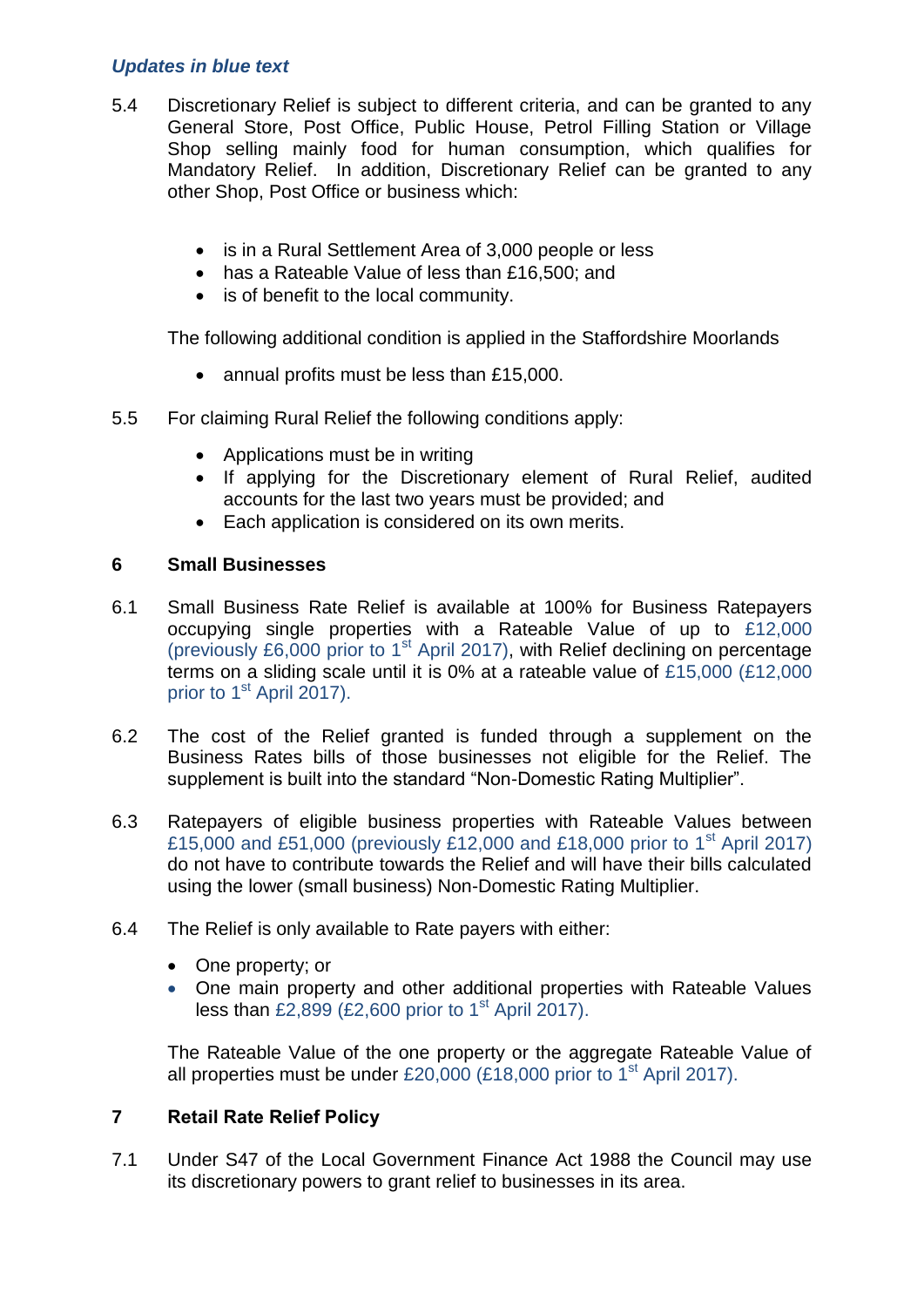*Updates in blue text*

5.4 Discretionary Relief is subject to different criteria, and can be granted to any General Store, Post Office, Public House, Petrol Filling Station or Village Shop selling mainly food for human consumption, which qualifies for Mandatory Relief. In addition, Discretionary Relief can be granted to any other Shop, Post Office or business which:

- is in a Rural Settlement Area of 3,000 people or less
- has a Rateable Value of less than £16,500; and
- is of benefit to the local community.

The following additional condition is applied in the Staffordshire Moorlands

- annual profits must be less than £15,000.

5.5 For claiming Rural Relief the following conditions apply:

- Applications must be in writing
- If applying for the Discretionary element of Rural Relief, audited accounts for the last two years must be provided; and
- Each application is considered on its own merits.

## 6 Small Businesses

6.1 Small Business Rate Relief is available at 100% for Business Ratepayers occupying single properties with a Rateable Value of up to £12,000 (previously £6,000 prior to 1st April 2017), with Relief declining on percentage terms on a sliding scale until it is 0% at a rateable value of £15,000 (£12,000 prior to 1st April 2017).

6.2 The cost of the Relief granted is funded through a supplement on the Business Rates bills of those businesses not eligible for the Relief. The supplement is built into the standard "Non-Domestic Rating Multiplier".

6.3 Ratepayers of eligible business properties with Rateable Values between £15,000 and £51,000 (previously £12,000 and £18,000 prior to 1st April 2017) do not have to contribute towards the Relief and will have their bills calculated using the lower (small business) Non-Domestic Rating Multiplier.

6.4 The Relief is only available to Rate payers with either:

- One property; or
- One main property and other additional properties with Rateable Values less than £2,899 (£2,600 prior to 1st April 2017).

The Rateable Value of the one property or the aggregate Rateable Value of all properties must be under £20,000 (£18,000 prior to 1st April 2017).

## 7 Retail Rate Relief Policy

7.1 Under S47 of the Local Government Finance Act 1988 the Council may use its discretionary powers to grant relief to businesses in its area.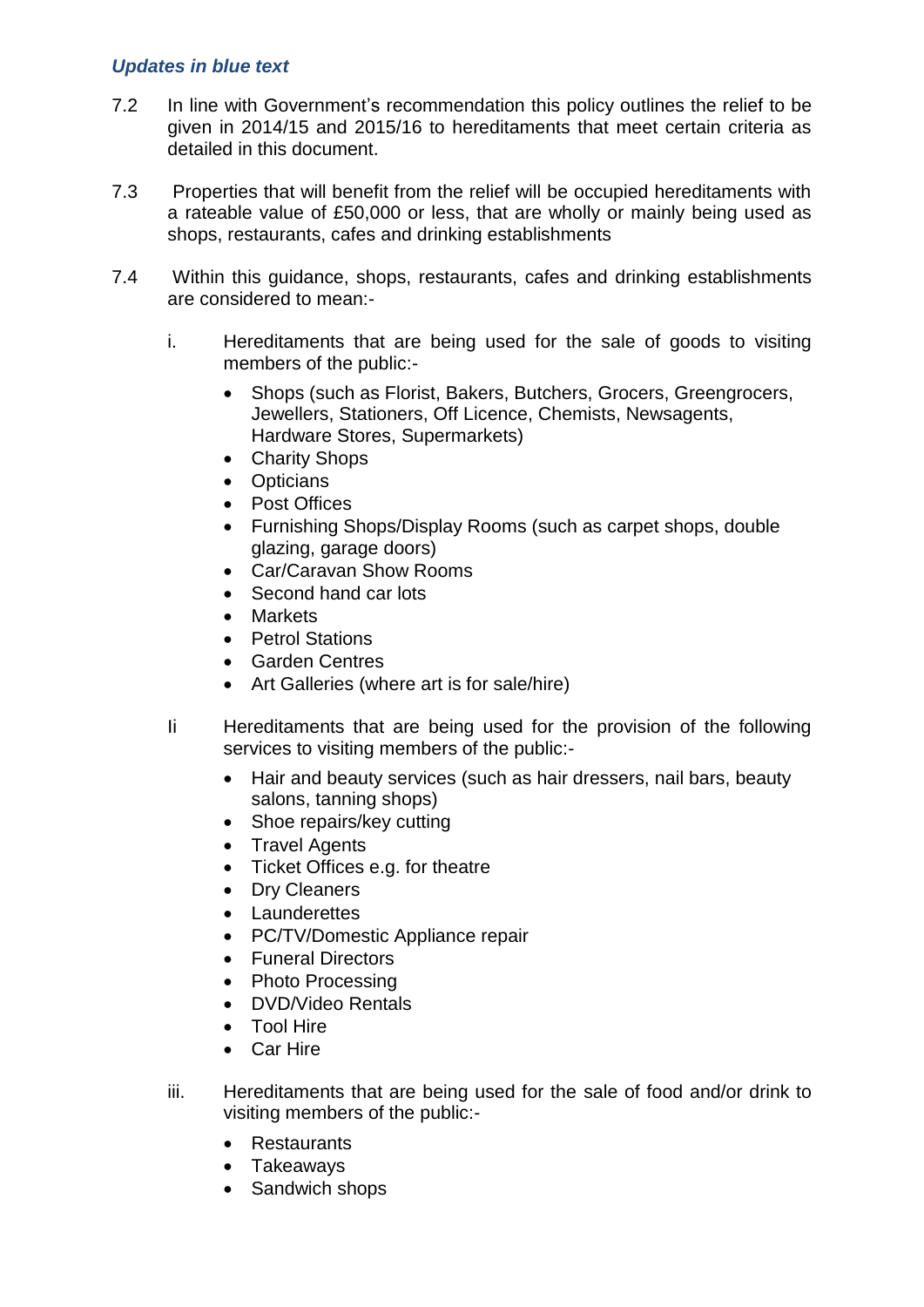***Updates in blue text***

7.2 In line with Government's recommendation this policy outlines the relief to be given in 2014/15 and 2015/16 to hereditaments that meet certain criteria as detailed in this document.

7.3 Properties that will benefit from the relief will be occupied hereditaments with a rateable value of £50,000 or less, that are wholly or mainly being used as shops, restaurants, cafes and drinking establishments

7.4 Within this guidance, shops, restaurants, cafes and drinking establishments are considered to mean:-

i. Hereditaments that are being used for the sale of goods to visiting members of the public:-

- Shops (such as Florist, Bakers, Butchers, Grocers, Greengrocers, Jewellers, Stationers, Off Licence, Chemists, Newsagents, Hardware Stores, Supermarkets)
- Charity Shops
- Opticians
- Post Offices
- Furnishing Shops/Display Rooms (such as carpet shops, double glazing, garage doors)
- Car/Caravan Show Rooms
- Second hand car lots
- Markets
- Petrol Stations
- Garden Centres
- Art Galleries (where art is for sale/hire)

Ii Hereditaments that are being used for the provision of the following services to visiting members of the public:-

- Hair and beauty services (such as hair dressers, nail bars, beauty salons, tanning shops)
- Shoe repairs/key cutting
- Travel Agents
- Ticket Offices e.g. for theatre
- Dry Cleaners
- Launderettes
- PC/TV/Domestic Appliance repair
- Funeral Directors
- Photo Processing
- DVD/Video Rentals
- Tool Hire
- Car Hire

iii. Hereditaments that are being used for the sale of food and/or drink to visiting members of the public:-

- Restaurants
- Takeaways
- Sandwich shops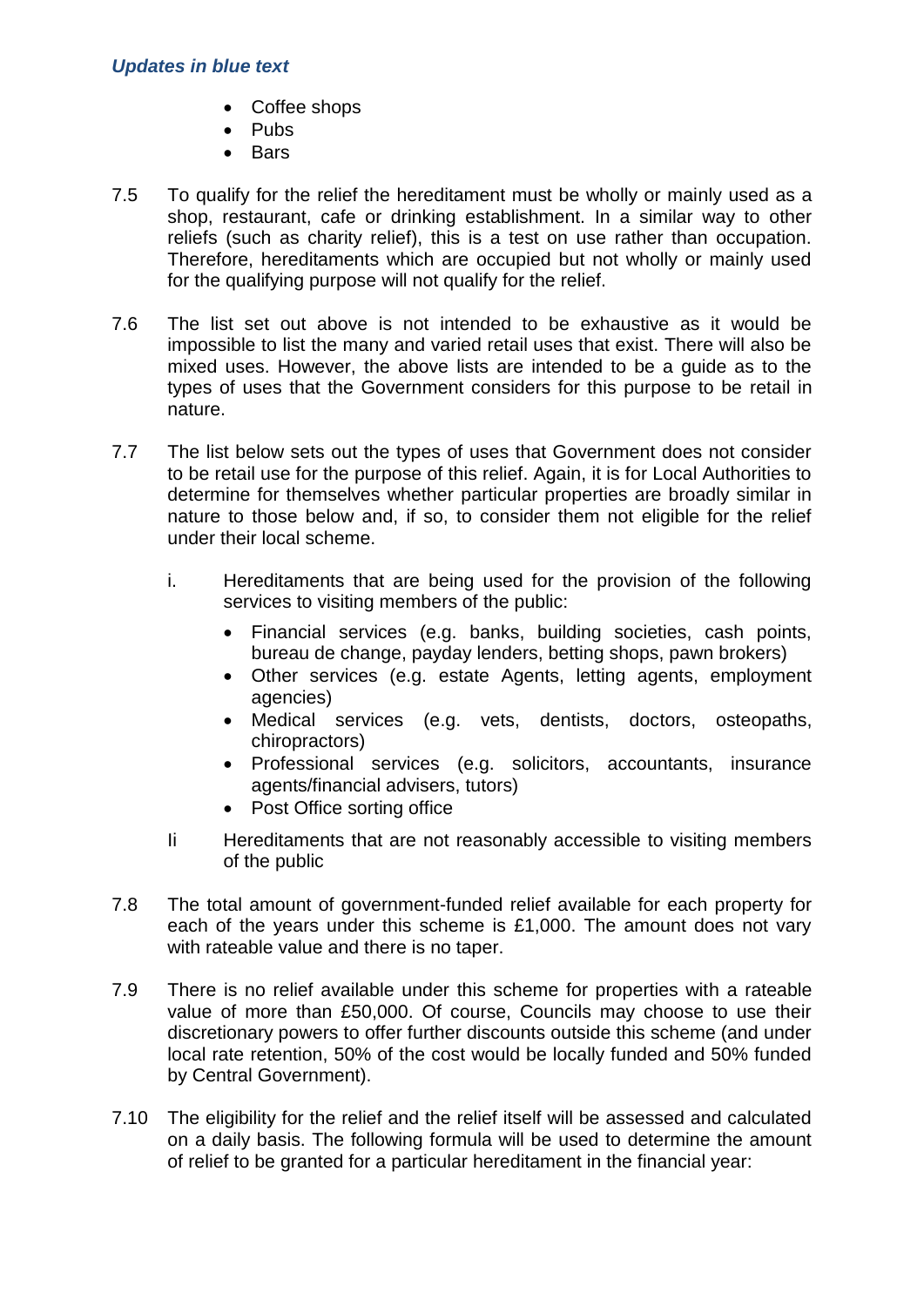*Updates in blue text*

- Coffee shops
- Pubs
- Bars

7.5 To qualify for the relief the hereditament must be wholly or mainly used as a shop, restaurant, cafe or drinking establishment. In a similar way to other reliefs (such as charity relief), this is a test on use rather than occupation. Therefore, hereditaments which are occupied but not wholly or mainly used for the qualifying purpose will not qualify for the relief.

7.6 The list set out above is not intended to be exhaustive as it would be impossible to list the many and varied retail uses that exist. There will also be mixed uses. However, the above lists are intended to be a guide as to the types of uses that the Government considers for this purpose to be retail in nature.

7.7 The list below sets out the types of uses that Government does not consider to be retail use for the purpose of this relief. Again, it is for Local Authorities to determine for themselves whether particular properties are broadly similar in nature to those below and, if so, to consider them not eligible for the relief under their local scheme.

i. Hereditaments that are being used for the provision of the following services to visiting members of the public:

- Financial services (e.g. banks, building societies, cash points, bureau de change, payday lenders, betting shops, pawn brokers)
- Other services (e.g. estate Agents, letting agents, employment agencies)
- Medical services (e.g. vets, dentists, doctors, osteopaths, chiropractors)
- Professional services (e.g. solicitors, accountants, insurance agents/financial advisers, tutors)
- Post Office sorting office

Ii Hereditaments that are not reasonably accessible to visiting members of the public

7.8 The total amount of government-funded relief available for each property for each of the years under this scheme is £1,000. The amount does not vary with rateable value and there is no taper.

7.9 There is no relief available under this scheme for properties with a rateable value of more than £50,000. Of course, Councils may choose to use their discretionary powers to offer further discounts outside this scheme (and under local rate retention, 50% of the cost would be locally funded and 50% funded by Central Government).

7.10 The eligibility for the relief and the relief itself will be assessed and calculated on a daily basis. The following formula will be used to determine the amount of relief to be granted for a particular hereditament in the financial year: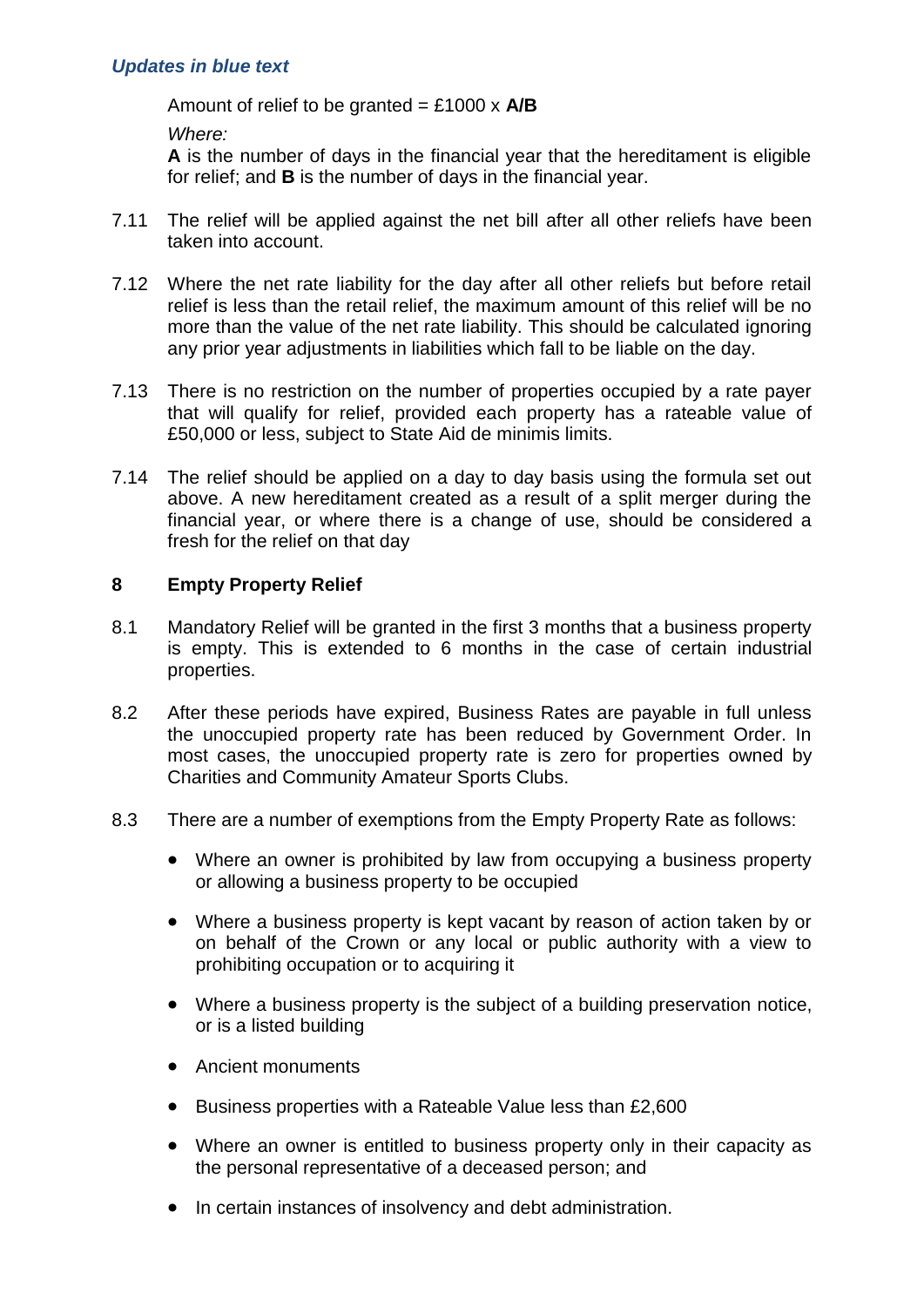*Updates in blue text*

Amount of relief to be granted = £1000 x **A/B**

*Where:*

**A** is the number of days in the financial year that the hereditament is eligible for relief; and **B** is the number of days in the financial year.

7.11 The relief will be applied against the net bill after all other reliefs have been taken into account.

7.12 Where the net rate liability for the day after all other reliefs but before retail relief is less than the retail relief, the maximum amount of this relief will be no more than the value of the net rate liability. This should be calculated ignoring any prior year adjustments in liabilities which fall to be liable on the day.

7.13 There is no restriction on the number of properties occupied by a rate payer that will qualify for relief, provided each property has a rateable value of £50,000 or less, subject to State Aid de minimis limits.

7.14 The relief should be applied on a day to day basis using the formula set out above. A new hereditament created as a result of a split merger during the financial year, or where there is a change of use, should be considered a fresh for the relief on that day

## 8 Empty Property Relief

8.1 Mandatory Relief will be granted in the first 3 months that a business property is empty. This is extended to 6 months in the case of certain industrial properties.

8.2 After these periods have expired, Business Rates are payable in full unless the unoccupied property rate has been reduced by Government Order. In most cases, the unoccupied property rate is zero for properties owned by Charities and Community Amateur Sports Clubs.

8.3 There are a number of exemptions from the Empty Property Rate as follows:

- Where an owner is prohibited by law from occupying a business property or allowing a business property to be occupied
- Where a business property is kept vacant by reason of action taken by or on behalf of the Crown or any local or public authority with a view to prohibiting occupation or to acquiring it
- Where a business property is the subject of a building preservation notice, or is a listed building
- Ancient monuments
- Business properties with a Rateable Value less than £2,600
- Where an owner is entitled to business property only in their capacity as the personal representative of a deceased person; and
- In certain instances of insolvency and debt administration.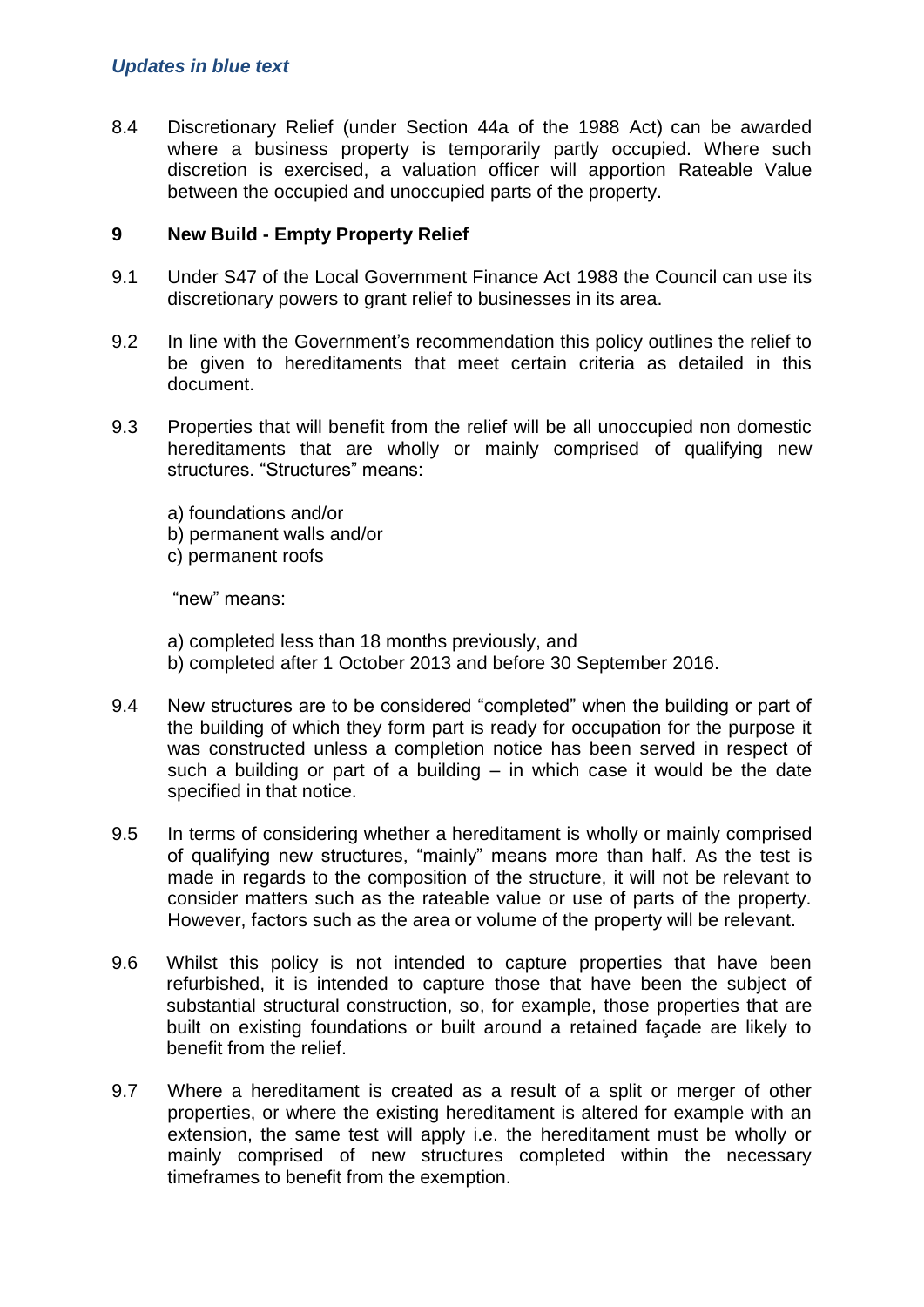8.4 Discretionary Relief (under Section 44a of the 1988 Act) can be awarded where a business property is temporarily partly occupied. Where such discretion is exercised, a valuation officer will apportion Rateable Value between the occupied and unoccupied parts of the property.

## 9 New Build - Empty Property Relief

9.1 Under S47 of the Local Government Finance Act 1988 the Council can use its discretionary powers to grant relief to businesses in its area.

9.2 In line with the Government's recommendation this policy outlines the relief to be given to hereditaments that meet certain criteria as detailed in this document.

9.3 Properties that will benefit from the relief will be all unoccupied non domestic hereditaments that are wholly or mainly comprised of qualifying new structures. "Structures" means:

a) foundations and/or
b) permanent walls and/or
c) permanent roofs

"new" means:

a) completed less than 18 months previously, and
b) completed after 1 October 2013 and before 30 September 2016.

9.4 New structures are to be considered "completed" when the building or part of the building of which they form part is ready for occupation for the purpose it was constructed unless a completion notice has been served in respect of such a building or part of a building – in which case it would be the date specified in that notice.

9.5 In terms of considering whether a hereditament is wholly or mainly comprised of qualifying new structures, "mainly" means more than half. As the test is made in regards to the composition of the structure, it will not be relevant to consider matters such as the rateable value or use of parts of the property. However, factors such as the area or volume of the property will be relevant.

9.6 Whilst this policy is not intended to capture properties that have been refurbished, it is intended to capture those that have been the subject of substantial structural construction, so, for example, those properties that are built on existing foundations or built around a retained façade are likely to benefit from the relief.

9.7 Where a hereditament is created as a result of a split or merger of other properties, or where the existing hereditament is altered for example with an extension, the same test will apply i.e. the hereditament must be wholly or mainly comprised of new structures completed within the necessary timeframes to benefit from the exemption.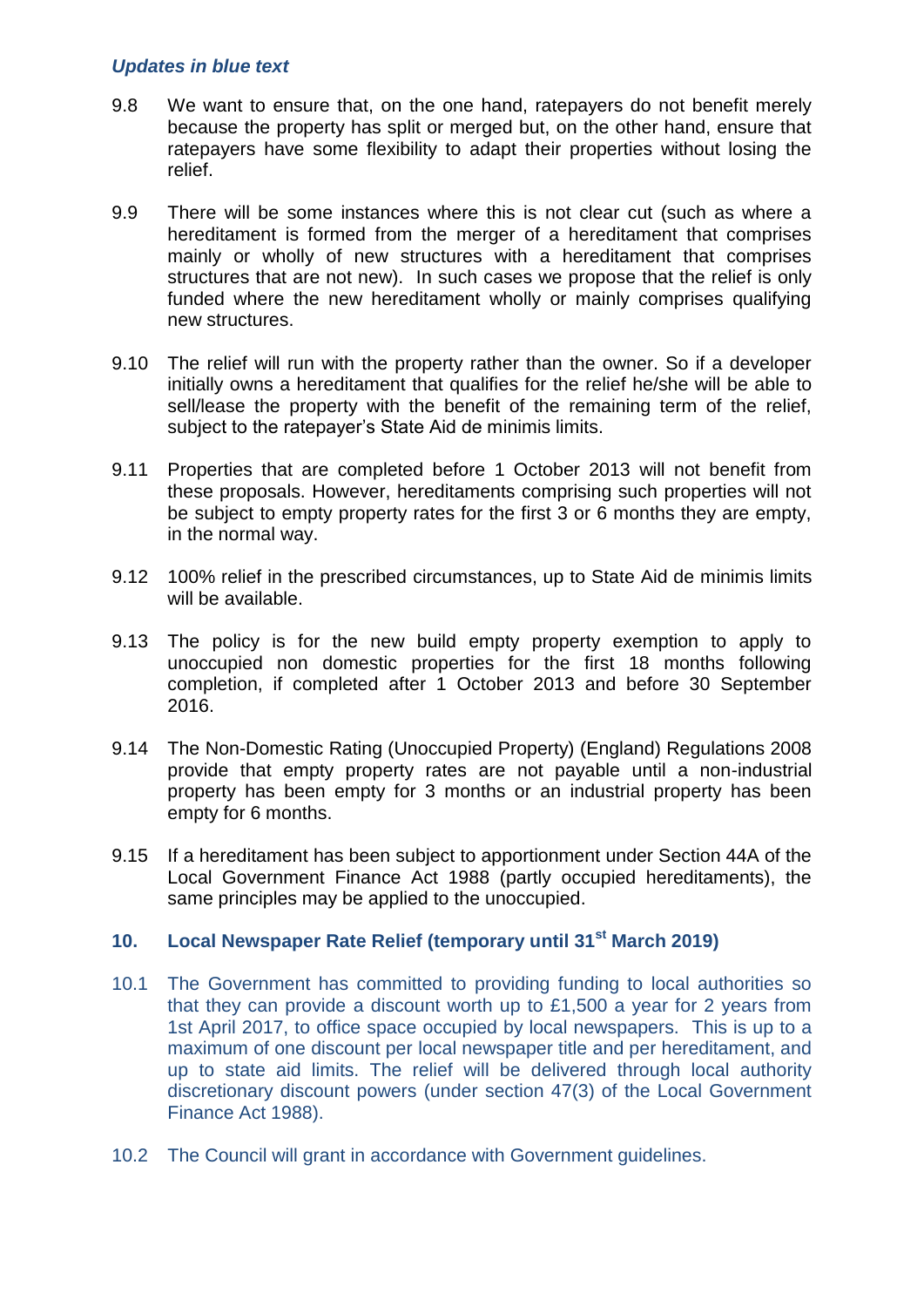*Updates in blue text*

9.8 We want to ensure that, on the one hand, ratepayers do not benefit merely because the property has split or merged but, on the other hand, ensure that ratepayers have some flexibility to adapt their properties without losing the relief.

9.9 There will be some instances where this is not clear cut (such as where a hereditament is formed from the merger of a hereditament that comprises mainly or wholly of new structures with a hereditament that comprises structures that are not new). In such cases we propose that the relief is only funded where the new hereditament wholly or mainly comprises qualifying new structures.

9.10 The relief will run with the property rather than the owner. So if a developer initially owns a hereditament that qualifies for the relief he/she will be able to sell/lease the property with the benefit of the remaining term of the relief, subject to the ratepayer's State Aid de minimis limits.

9.11 Properties that are completed before 1 October 2013 will not benefit from these proposals. However, hereditaments comprising such properties will not be subject to empty property rates for the first 3 or 6 months they are empty, in the normal way.

9.12 100% relief in the prescribed circumstances, up to State Aid de minimis limits will be available.

9.13 The policy is for the new build empty property exemption to apply to unoccupied non domestic properties for the first 18 months following completion, if completed after 1 October 2013 and before 30 September 2016.

9.14 The Non-Domestic Rating (Unoccupied Property) (England) Regulations 2008 provide that empty property rates are not payable until a non-industrial property has been empty for 3 months or an industrial property has been empty for 6 months.

9.15 If a hereditament has been subject to apportionment under Section 44A of the Local Government Finance Act 1988 (partly occupied hereditaments), the same principles may be applied to the unoccupied.

## 10. Local Newspaper Rate Relief (temporary until 31st March 2019)

10.1 The Government has committed to providing funding to local authorities so that they can provide a discount worth up to £1,500 a year for 2 years from 1st April 2017, to office space occupied by local newspapers. This is up to a maximum of one discount per local newspaper title and per hereditament, and up to state aid limits. The relief will be delivered through local authority discretionary discount powers (under section 47(3) of the Local Government Finance Act 1988).

10.2 The Council will grant in accordance with Government guidelines.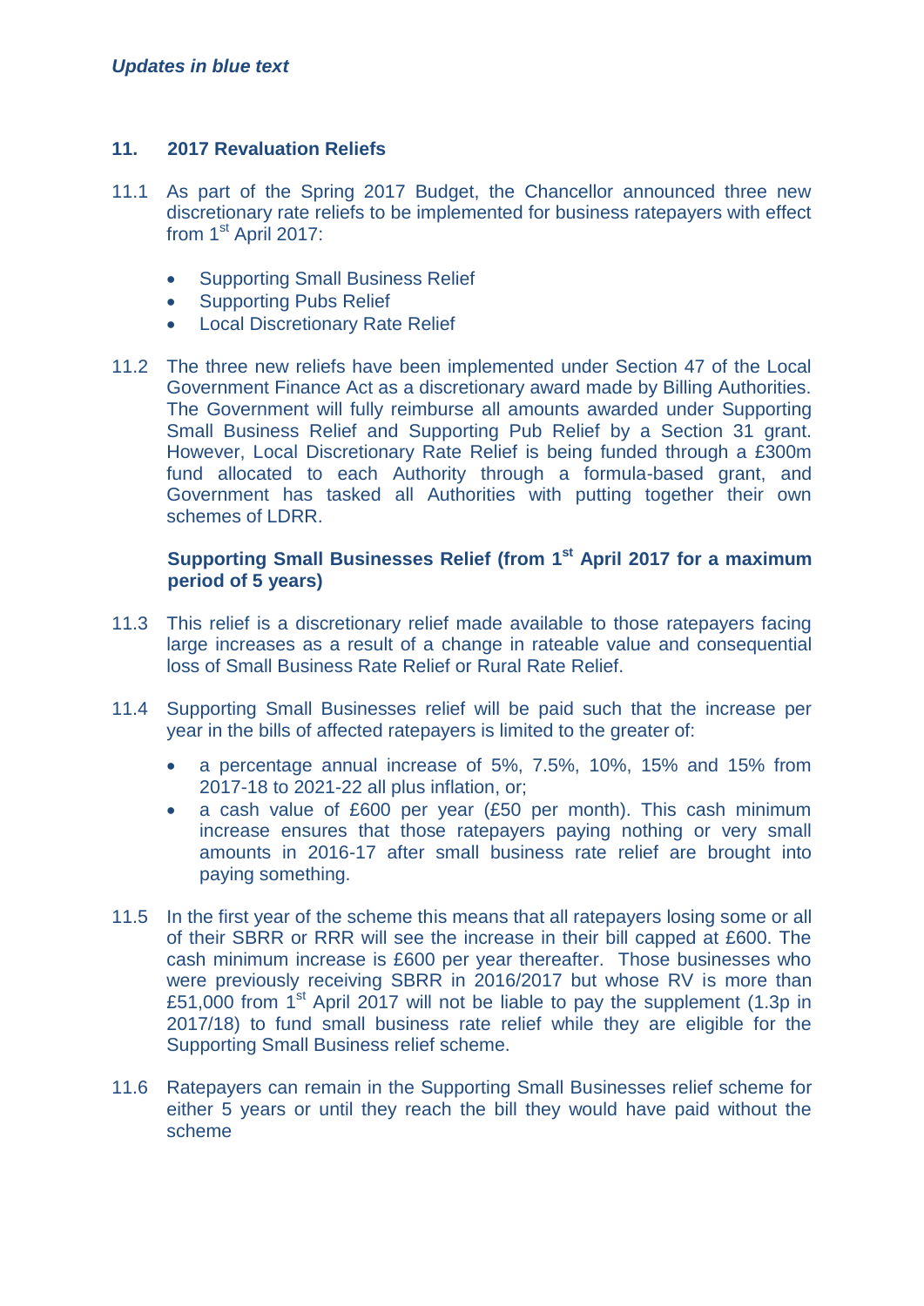*Updates in blue text*

## 11. 2017 Revaluation Reliefs

11.1 As part of the Spring 2017 Budget, the Chancellor announced three new discretionary rate reliefs to be implemented for business ratepayers with effect from 1st April 2017:

- Supporting Small Business Relief
- Supporting Pubs Relief
- Local Discretionary Rate Relief

11.2 The three new reliefs have been implemented under Section 47 of the Local Government Finance Act as a discretionary award made by Billing Authorities. The Government will fully reimburse all amounts awarded under Supporting Small Business Relief and Supporting Pub Relief by a Section 31 grant. However, Local Discretionary Rate Relief is being funded through a £300m fund allocated to each Authority through a formula-based grant, and Government has tasked all Authorities with putting together their own schemes of LDRR.

### Supporting Small Businesses Relief (from 1st April 2017 for a maximum period of 5 years)

11.3 This relief is a discretionary relief made available to those ratepayers facing large increases as a result of a change in rateable value and consequential loss of Small Business Rate Relief or Rural Rate Relief.

11.4 Supporting Small Businesses relief will be paid such that the increase per year in the bills of affected ratepayers is limited to the greater of:

- a percentage annual increase of 5%, 7.5%, 10%, 15% and 15% from 2017-18 to 2021-22 all plus inflation, or;
- a cash value of £600 per year (£50 per month). This cash minimum increase ensures that those ratepayers paying nothing or very small amounts in 2016-17 after small business rate relief are brought into paying something.

11.5 In the first year of the scheme this means that all ratepayers losing some or all of their SBRR or RRR will see the increase in their bill capped at £600. The cash minimum increase is £600 per year thereafter. Those businesses who were previously receiving SBRR in 2016/2017 but whose RV is more than £51,000 from 1st April 2017 will not be liable to pay the supplement (1.3p in 2017/18) to fund small business rate relief while they are eligible for the Supporting Small Business relief scheme.

11.6 Ratepayers can remain in the Supporting Small Businesses relief scheme for either 5 years or until they reach the bill they would have paid without the scheme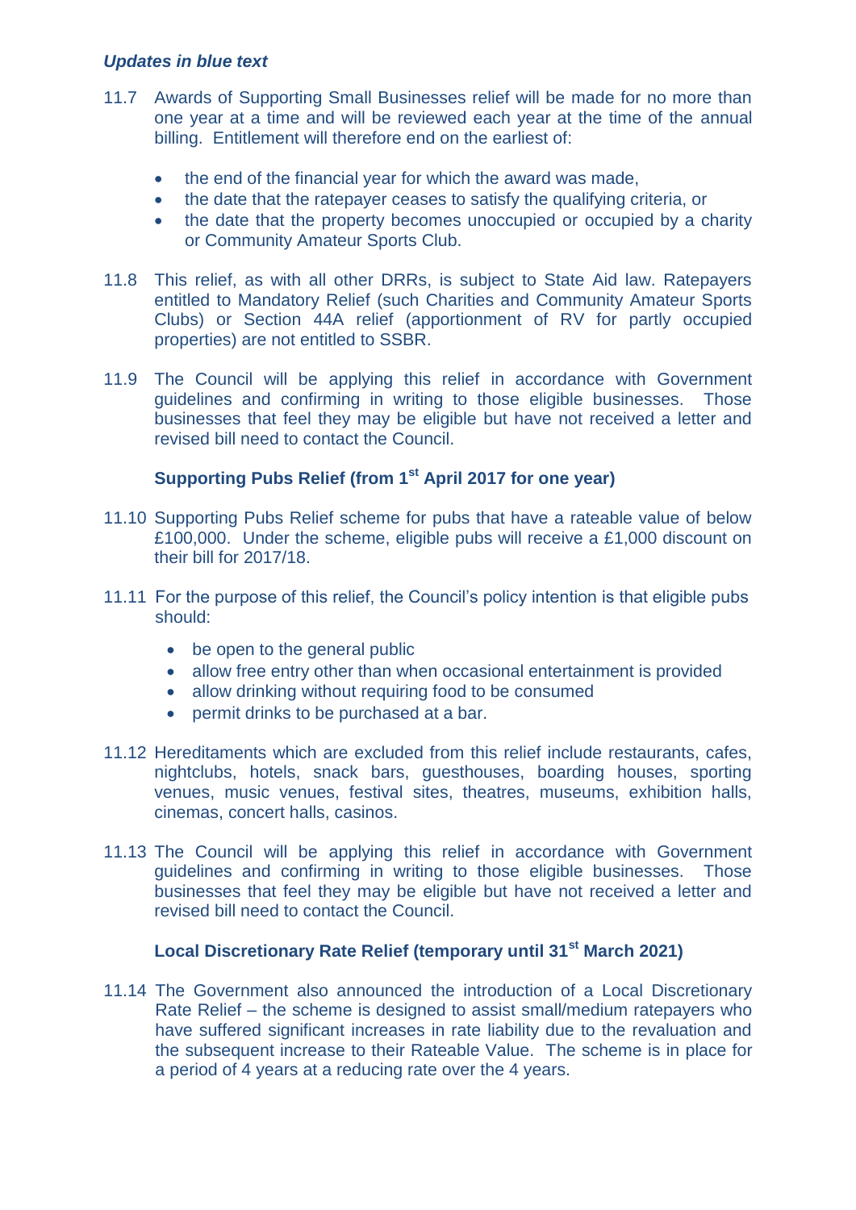*Updates in blue text*

11.7 Awards of Supporting Small Businesses relief will be made for no more than one year at a time and will be reviewed each year at the time of the annual billing. Entitlement will therefore end on the earliest of:

- the end of the financial year for which the award was made,
- the date that the ratepayer ceases to satisfy the qualifying criteria, or
- the date that the property becomes unoccupied or occupied by a charity or Community Amateur Sports Club.

11.8 This relief, as with all other DRRs, is subject to State Aid law. Ratepayers entitled to Mandatory Relief (such Charities and Community Amateur Sports Clubs) or Section 44A relief (apportionment of RV for partly occupied properties) are not entitled to SSBR.

11.9 The Council will be applying this relief in accordance with Government guidelines and confirming in writing to those eligible businesses. Those businesses that feel they may be eligible but have not received a letter and revised bill need to contact the Council.

**Supporting Pubs Relief (from 1st April 2017 for one year)**

11.10 Supporting Pubs Relief scheme for pubs that have a rateable value of below £100,000. Under the scheme, eligible pubs will receive a £1,000 discount on their bill for 2017/18.

11.11 For the purpose of this relief, the Council's policy intention is that eligible pubs should:

- be open to the general public
- allow free entry other than when occasional entertainment is provided
- allow drinking without requiring food to be consumed
- permit drinks to be purchased at a bar.

11.12 Hereditaments which are excluded from this relief include restaurants, cafes, nightclubs, hotels, snack bars, guesthouses, boarding houses, sporting venues, music venues, festival sites, theatres, museums, exhibition halls, cinemas, concert halls, casinos.

11.13 The Council will be applying this relief in accordance with Government guidelines and confirming in writing to those eligible businesses. Those businesses that feel they may be eligible but have not received a letter and revised bill need to contact the Council.

**Local Discretionary Rate Relief (temporary until 31st March 2021)**

11.14 The Government also announced the introduction of a Local Discretionary Rate Relief – the scheme is designed to assist small/medium ratepayers who have suffered significant increases in rate liability due to the revaluation and the subsequent increase to their Rateable Value. The scheme is in place for a period of 4 years at a reducing rate over the 4 years.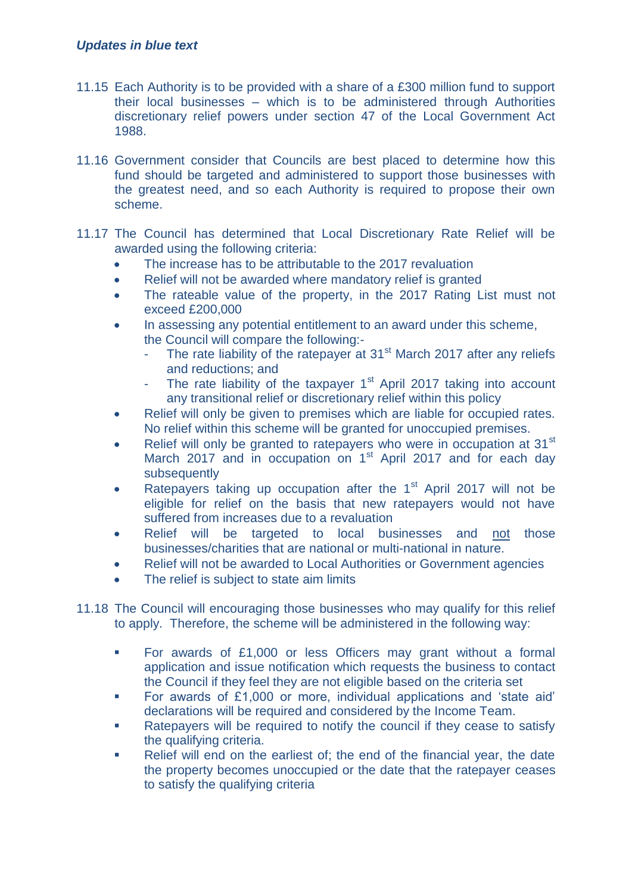***Updates in blue text***

11.15 Each Authority is to be provided with a share of a £300 million fund to support their local businesses – which is to be administered through Authorities discretionary relief powers under section 47 of the Local Government Act 1988.

11.16 Government consider that Councils are best placed to determine how this fund should be targeted and administered to support those businesses with the greatest need, and so each Authority is required to propose their own scheme.

11.17 The Council has determined that Local Discretionary Rate Relief will be awarded using the following criteria:

- The increase has to be attributable to the 2017 revaluation
- Relief will not be awarded where mandatory relief is granted
- The rateable value of the property, in the 2017 Rating List must not exceed £200,000
- In assessing any potential entitlement to an award under this scheme, the Council will compare the following:-
  - The rate liability of the ratepayer at 31st March 2017 after any reliefs and reductions; and
  - The rate liability of the taxpayer 1st April 2017 taking into account any transitional relief or discretionary relief within this policy
- Relief will only be given to premises which are liable for occupied rates. No relief within this scheme will be granted for unoccupied premises.
- Relief will only be granted to ratepayers who were in occupation at 31st March 2017 and in occupation on 1st April 2017 and for each day subsequently
- Ratepayers taking up occupation after the 1st April 2017 will not be eligible for relief on the basis that new ratepayers would not have suffered from increases due to a revaluation
- Relief will be targeted to local businesses and <u>not</u> those businesses/charities that are national or multi-national in nature.
- Relief will not be awarded to Local Authorities or Government agencies
- The relief is subject to state aim limits

11.18 The Council will encouraging those businesses who may qualify for this relief to apply. Therefore, the scheme will be administered in the following way:

- For awards of £1,000 or less Officers may grant without a formal application and issue notification which requests the business to contact the Council if they feel they are not eligible based on the criteria set
- For awards of £1,000 or more, individual applications and 'state aid' declarations will be required and considered by the Income Team.
- Ratepayers will be required to notify the council if they cease to satisfy the qualifying criteria.
- Relief will end on the earliest of; the end of the financial year, the date the property becomes unoccupied or the date that the ratepayer ceases to satisfy the qualifying criteria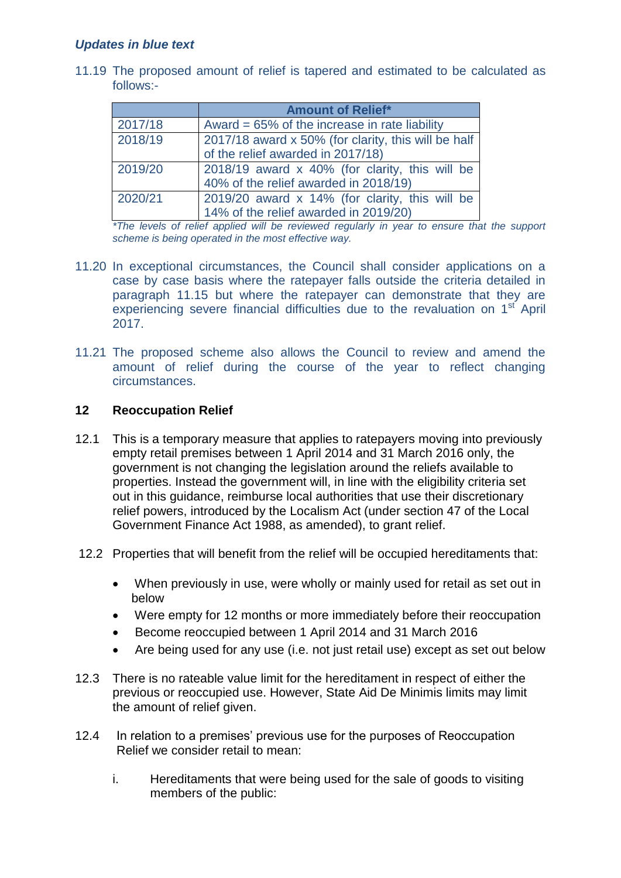***Updates in blue text***

11.19 The proposed amount of relief is tapered and estimated to be calculated as follows:-

| | Amount of Relief* |
|---|---|
| 2017/18 | Award = 65% of the increase in rate liability |
| 2018/19 | 2017/18 award x 50% (for clarity, this will be half of the relief awarded in 2017/18) |
| 2019/20 | 2018/19 award x 40% (for clarity, this will be 40% of the relief awarded in 2018/19) |
| 2020/21 | 2019/20 award x 14% (for clarity, this will be 14% of the relief awarded in 2019/20) |

*\*The levels of relief applied will be reviewed regularly in year to ensure that the support scheme is being operated in the most effective way.*

11.20 In exceptional circumstances, the Council shall consider applications on a case by case basis where the ratepayer falls outside the criteria detailed in paragraph 11.15 but where the ratepayer can demonstrate that they are experiencing severe financial difficulties due to the revaluation on 1st April 2017.

11.21 The proposed scheme also allows the Council to review and amend the amount of relief during the course of the year to reflect changing circumstances.

## 12 Reoccupation Relief

12.1 This is a temporary measure that applies to ratepayers moving into previously empty retail premises between 1 April 2014 and 31 March 2016 only, the government is not changing the legislation around the reliefs available to properties. Instead the government will, in line with the eligibility criteria set out in this guidance, reimburse local authorities that use their discretionary relief powers, introduced by the Localism Act (under section 47 of the Local Government Finance Act 1988, as amended), to grant relief.

12.2 Properties that will benefit from the relief will be occupied hereditaments that:

- When previously in use, were wholly or mainly used for retail as set out in below
- Were empty for 12 months or more immediately before their reoccupation
- Become reoccupied between 1 April 2014 and 31 March 2016
- Are being used for any use (i.e. not just retail use) except as set out below

12.3 There is no rateable value limit for the hereditament in respect of either the previous or reoccupied use. However, State Aid De Minimis limits may limit the amount of relief given.

12.4 In relation to a premises' previous use for the purposes of Reoccupation Relief we consider retail to mean:

i. Hereditaments that were being used for the sale of goods to visiting members of the public: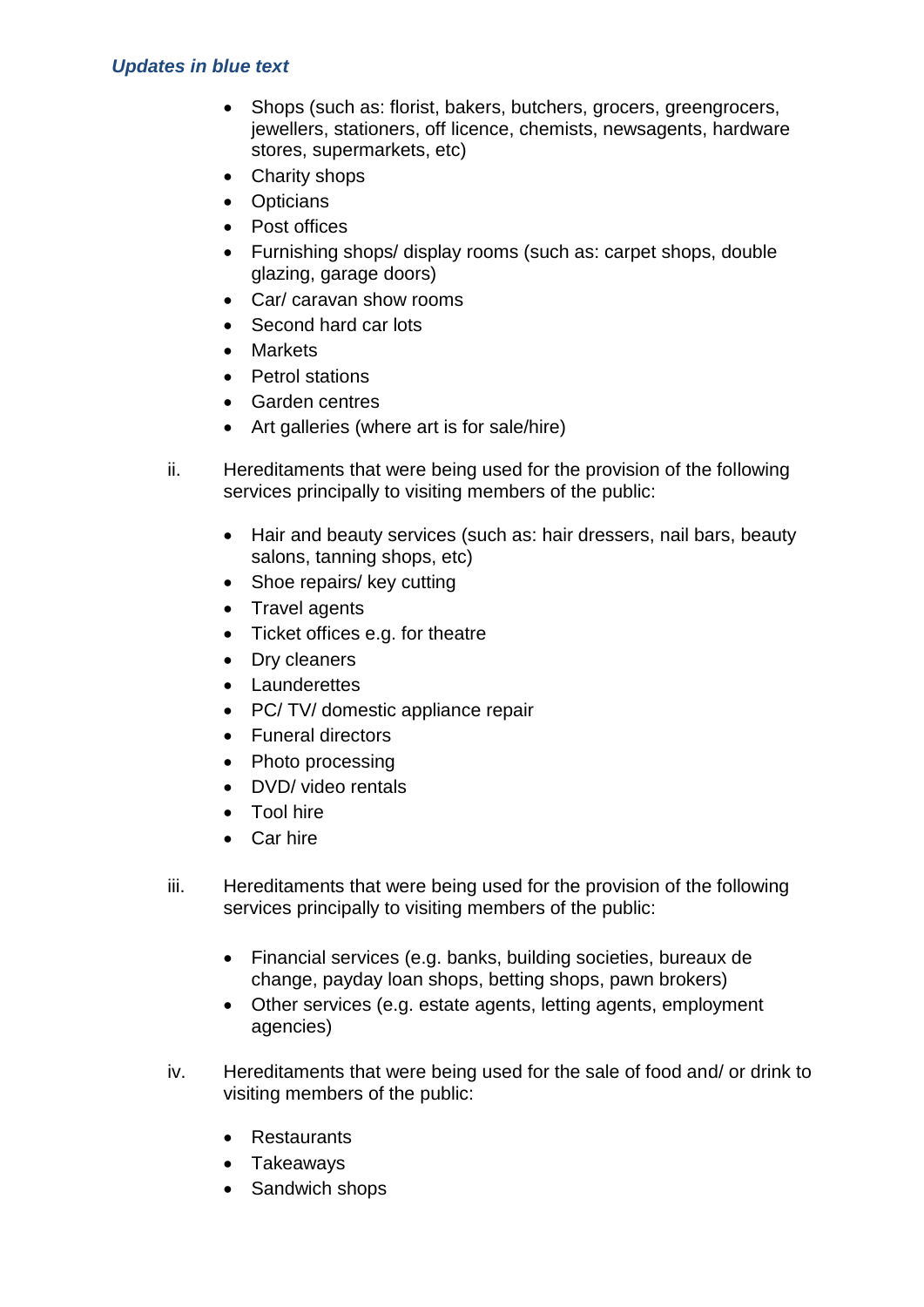*Updates in blue text*

- Shops (such as: florist, bakers, butchers, grocers, greengrocers, jewellers, stationers, off licence, chemists, newsagents, hardware stores, supermarkets, etc)
- Charity shops
- Opticians
- Post offices
- Furnishing shops/ display rooms (such as: carpet shops, double glazing, garage doors)
- Car/ caravan show rooms
- Second hard car lots
- Markets
- Petrol stations
- Garden centres
- Art galleries (where art is for sale/hire)

ii. Hereditaments that were being used for the provision of the following services principally to visiting members of the public:

- Hair and beauty services (such as: hair dressers, nail bars, beauty salons, tanning shops, etc)
- Shoe repairs/ key cutting
- Travel agents
- Ticket offices e.g. for theatre
- Dry cleaners
- Launderettes
- PC/ TV/ domestic appliance repair
- Funeral directors
- Photo processing
- DVD/ video rentals
- Tool hire
- Car hire

iii. Hereditaments that were being used for the provision of the following services principally to visiting members of the public:

- Financial services (e.g. banks, building societies, bureaux de change, payday loan shops, betting shops, pawn brokers)
- Other services (e.g. estate agents, letting agents, employment agencies)

iv. Hereditaments that were being used for the sale of food and/ or drink to visiting members of the public:

- Restaurants
- Takeaways
- Sandwich shops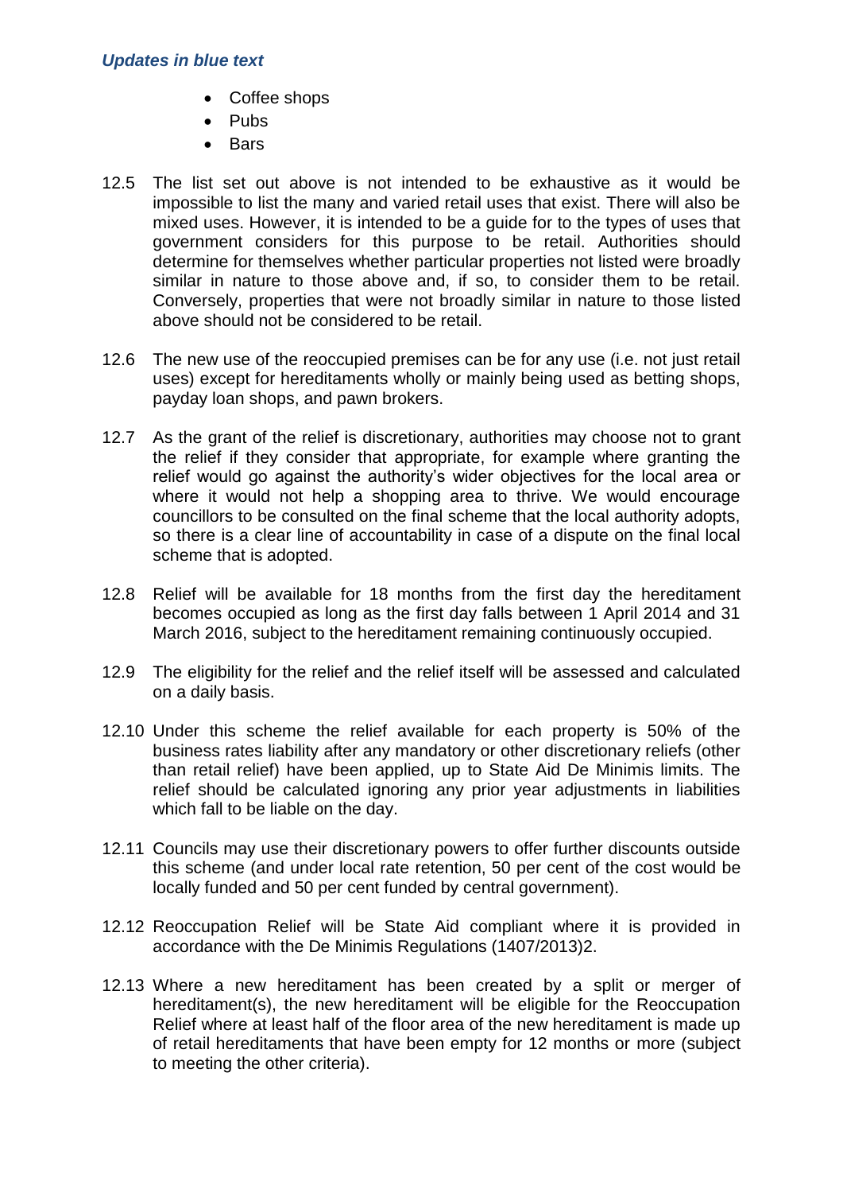- Coffee shops
- Pubs
- Bars

12.5 The list set out above is not intended to be exhaustive as it would be impossible to list the many and varied retail uses that exist. There will also be mixed uses. However, it is intended to be a guide for to the types of uses that government considers for this purpose to be retail. Authorities should determine for themselves whether particular properties not listed were broadly similar in nature to those above and, if so, to consider them to be retail. Conversely, properties that were not broadly similar in nature to those listed above should not be considered to be retail.

12.6 The new use of the reoccupied premises can be for any use (i.e. not just retail uses) except for hereditaments wholly or mainly being used as betting shops, payday loan shops, and pawn brokers.

12.7 As the grant of the relief is discretionary, authorities may choose not to grant the relief if they consider that appropriate, for example where granting the relief would go against the authority's wider objectives for the local area or where it would not help a shopping area to thrive. We would encourage councillors to be consulted on the final scheme that the local authority adopts, so there is a clear line of accountability in case of a dispute on the final local scheme that is adopted.

12.8 Relief will be available for 18 months from the first day the hereditament becomes occupied as long as the first day falls between 1 April 2014 and 31 March 2016, subject to the hereditament remaining continuously occupied.

12.9 The eligibility for the relief and the relief itself will be assessed and calculated on a daily basis.

12.10 Under this scheme the relief available for each property is 50% of the business rates liability after any mandatory or other discretionary reliefs (other than retail relief) have been applied, up to State Aid De Minimis limits. The relief should be calculated ignoring any prior year adjustments in liabilities which fall to be liable on the day.

12.11 Councils may use their discretionary powers to offer further discounts outside this scheme (and under local rate retention, 50 per cent of the cost would be locally funded and 50 per cent funded by central government).

12.12 Reoccupation Relief will be State Aid compliant where it is provided in accordance with the De Minimis Regulations (1407/2013)[2].

12.13 Where a new hereditament has been created by a split or merger of hereditament(s), the new hereditament will be eligible for the Reoccupation Relief where at least half of the floor area of the new hereditament is made up of retail hereditaments that have been empty for 12 months or more (subject to meeting the other criteria).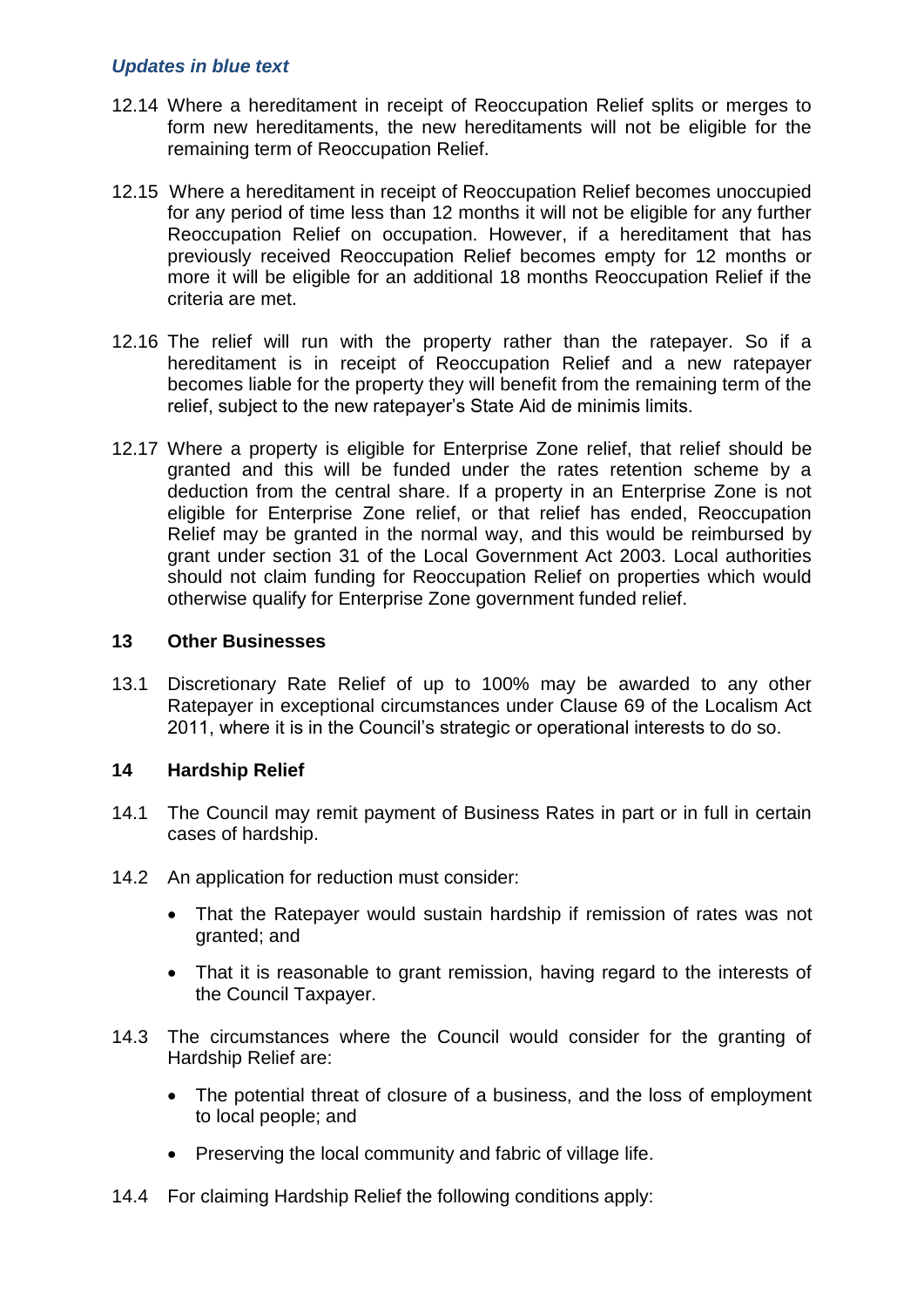*Updates in blue text*

12.14 Where a hereditament in receipt of Reoccupation Relief splits or merges to form new hereditaments, the new hereditaments will not be eligible for the remaining term of Reoccupation Relief.

12.15 Where a hereditament in receipt of Reoccupation Relief becomes unoccupied for any period of time less than 12 months it will not be eligible for any further Reoccupation Relief on occupation. However, if a hereditament that has previously received Reoccupation Relief becomes empty for 12 months or more it will be eligible for an additional 18 months Reoccupation Relief if the criteria are met.

12.16 The relief will run with the property rather than the ratepayer. So if a hereditament is in receipt of Reoccupation Relief and a new ratepayer becomes liable for the property they will benefit from the remaining term of the relief, subject to the new ratepayer's State Aid de minimis limits.

12.17 Where a property is eligible for Enterprise Zone relief, that relief should be granted and this will be funded under the rates retention scheme by a deduction from the central share. If a property in an Enterprise Zone is not eligible for Enterprise Zone relief, or that relief has ended, Reoccupation Relief may be granted in the normal way, and this would be reimbursed by grant under section 31 of the Local Government Act 2003. Local authorities should not claim funding for Reoccupation Relief on properties which would otherwise qualify for Enterprise Zone government funded relief.

## 13 Other Businesses

13.1 Discretionary Rate Relief of up to 100% may be awarded to any other Ratepayer in exceptional circumstances under Clause 69 of the Localism Act 2011, where it is in the Council's strategic or operational interests to do so.

## 14 Hardship Relief

14.1 The Council may remit payment of Business Rates in part or in full in certain cases of hardship.

14.2 An application for reduction must consider:

- That the Ratepayer would sustain hardship if remission of rates was not granted; and
- That it is reasonable to grant remission, having regard to the interests of the Council Taxpayer.

14.3 The circumstances where the Council would consider for the granting of Hardship Relief are:

- The potential threat of closure of a business, and the loss of employment to local people; and
- Preserving the local community and fabric of village life.

14.4 For claiming Hardship Relief the following conditions apply: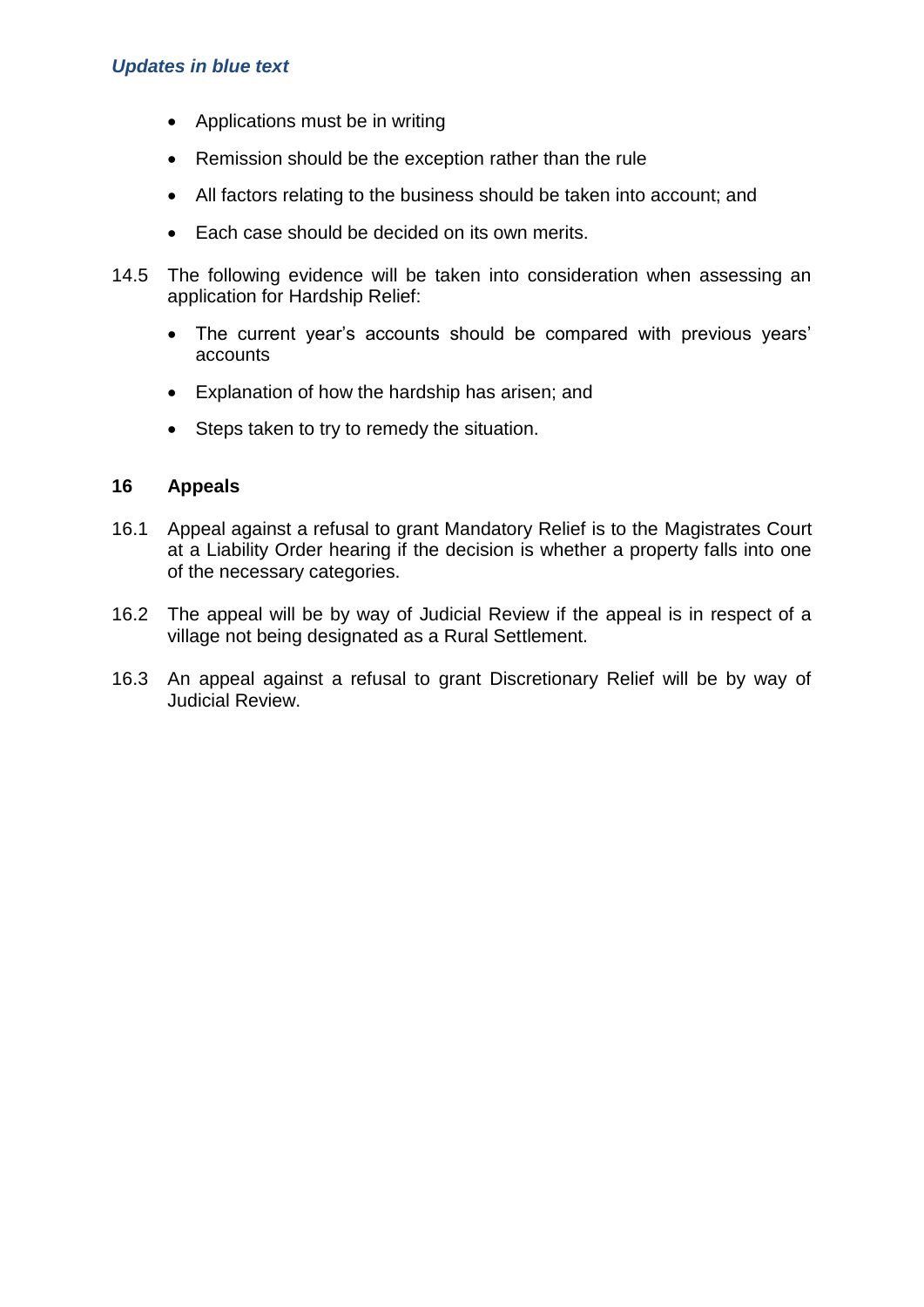- Applications must be in writing
- Remission should be the exception rather than the rule
- All factors relating to the business should be taken into account; and
- Each case should be decided on its own merits.

14.5 The following evidence will be taken into consideration when assessing an application for Hardship Relief:

- The current year's accounts should be compared with previous years' accounts
- Explanation of how the hardship has arisen; and
- Steps taken to try to remedy the situation.

## 16 Appeals

16.1 Appeal against a refusal to grant Mandatory Relief is to the Magistrates Court at a Liability Order hearing if the decision is whether a property falls into one of the necessary categories.

16.2 The appeal will be by way of Judicial Review if the appeal is in respect of a village not being designated as a Rural Settlement.

16.3 An appeal against a refusal to grant Discretionary Relief will be by way of Judicial Review.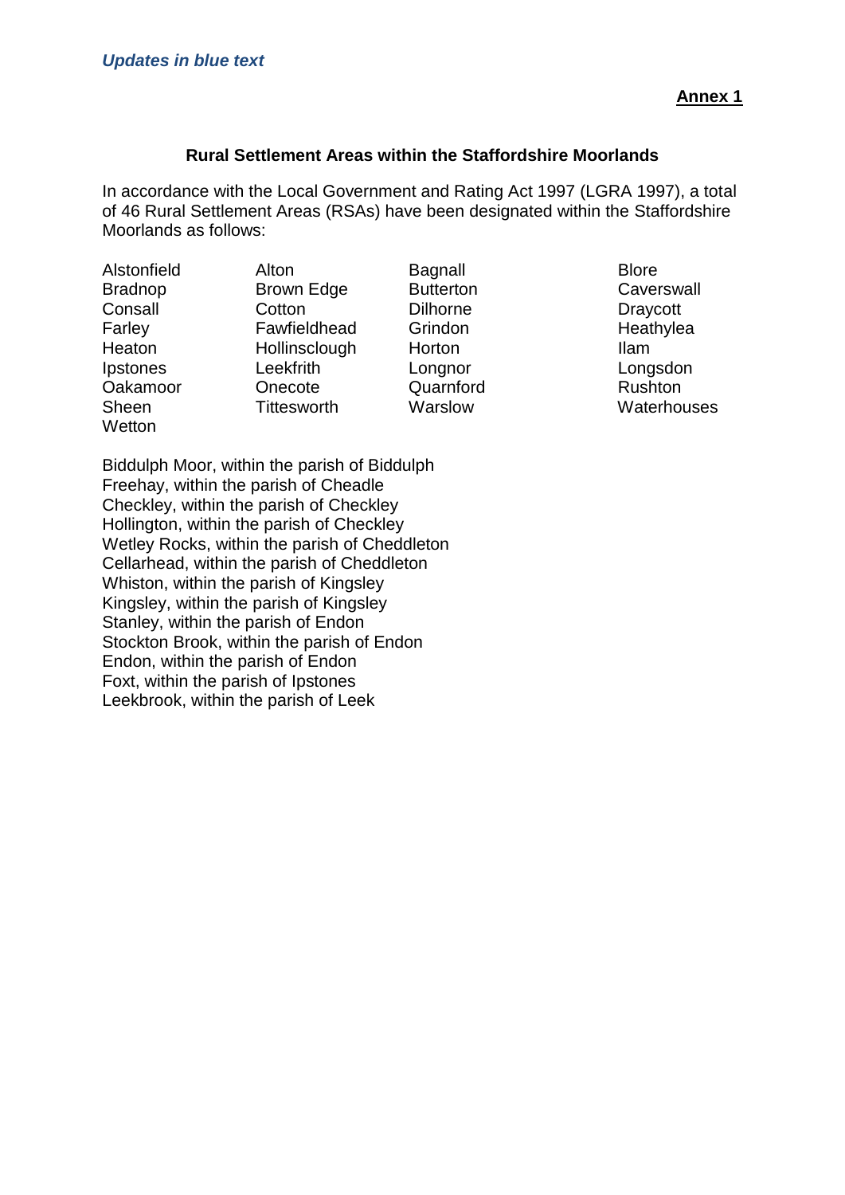*Updates in blue text*

**Annex 1**

## Rural Settlement Areas within the Staffordshire Moorlands

In accordance with the Local Government and Rating Act 1997 (LGRA 1997), a total of 46 Rural Settlement Areas (RSAs) have been designated within the Staffordshire Moorlands as follows:

| | | | |
|---|---|---|---|
| Alstonfield | Alton | Bagnall | Blore |
| Bradnop | Brown Edge | Butterton | Caverswall |
| Consall | Cotton | Dilhorne | Draycott |
| Farley | Fawfieldhead | Grindon | Heathylea |
| Heaton | Hollinsclough | Horton | Ilam |
| Ipstones | Leekfrith | Longnor | Longsdon |
| Oakamoor | Onecote | Quarnford | Rushton |
| Sheen | Tittesworth | Warslow | Waterhouses |
| Wetton | | | |

Biddulph Moor, within the parish of Biddulph
Freehay, within the parish of Cheadle
Checkley, within the parish of Checkley
Hollington, within the parish of Checkley
Wetley Rocks, within the parish of Cheddleton
Cellarhead, within the parish of Cheddleton
Whiston, within the parish of Kingsley
Kingsley, within the parish of Kingsley
Stanley, within the parish of Endon
Stockton Brook, within the parish of Endon
Endon, within the parish of Endon
Foxt, within the parish of Ipstones
Leekbrook, within the parish of Leek